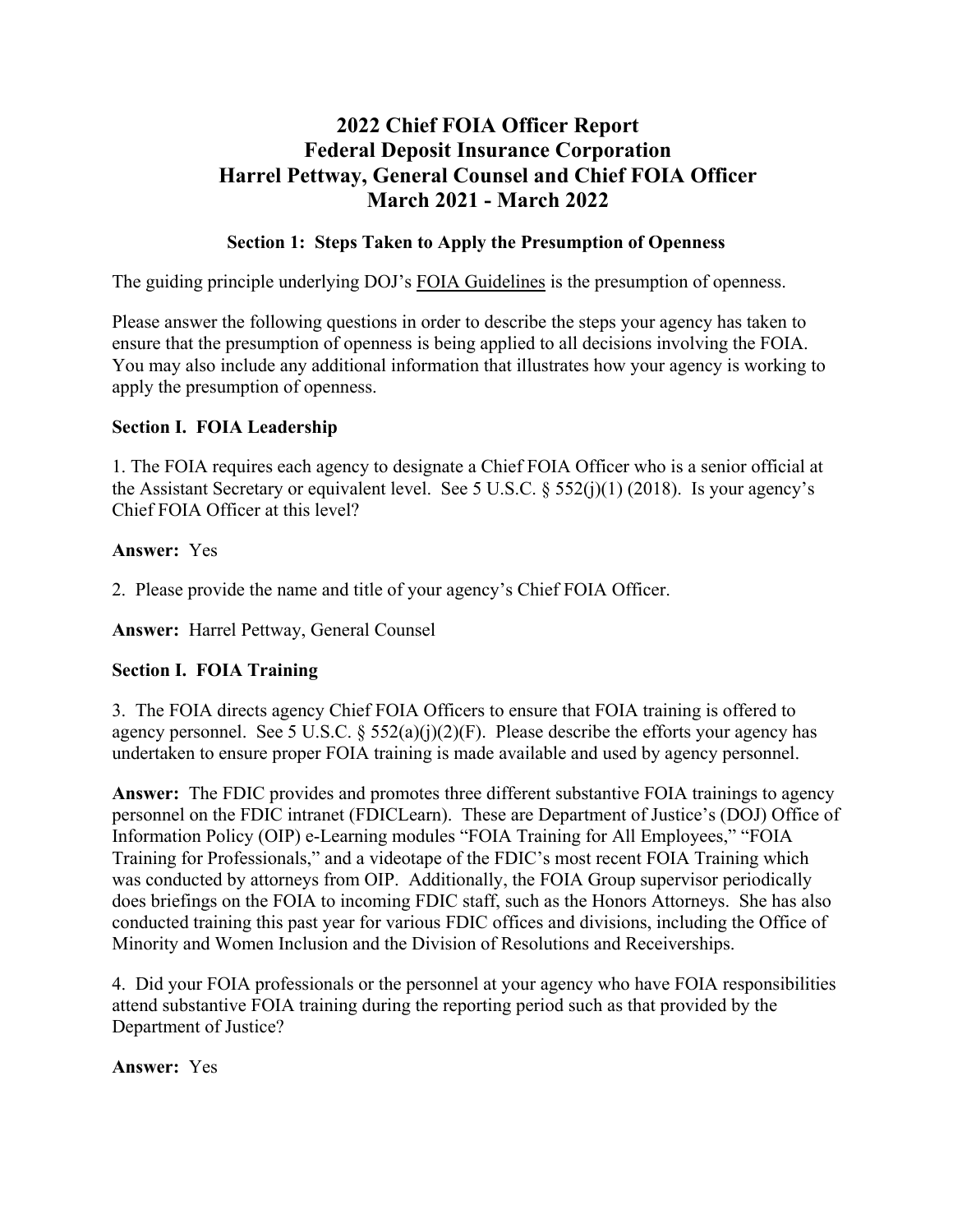# 2022 Chief FOIA Officer Report
# Federal Deposit Insurance Corporation
# Harrel Pettway, General Counsel and Chief FOIA Officer
# March 2021 - March 2022

### Section 1: Steps Taken to Apply the Presumption of Openness

The guiding principle underlying DOJ's FOIA Guidelines is the presumption of openness.

Please answer the following questions in order to describe the steps your agency has taken to ensure that the presumption of openness is being applied to all decisions involving the FOIA. You may also include any additional information that illustrates how your agency is working to apply the presumption of openness.

### Section I. FOIA Leadership

1. The FOIA requires each agency to designate a Chief FOIA Officer who is a senior official at the Assistant Secretary or equivalent level. See 5 U.S.C. § 552(j)(1) (2018). Is your agency's Chief FOIA Officer at this level?

**Answer:** Yes

2. Please provide the name and title of your agency's Chief FOIA Officer.

**Answer:** Harrel Pettway, General Counsel

### Section I. FOIA Training

3. The FOIA directs agency Chief FOIA Officers to ensure that FOIA training is offered to agency personnel. See 5 U.S.C. § 552(a)(j)(2)(F). Please describe the efforts your agency has undertaken to ensure proper FOIA training is made available and used by agency personnel.

**Answer:** The FDIC provides and promotes three different substantive FOIA trainings to agency personnel on the FDIC intranet (FDICLearn). These are Department of Justice's (DOJ) Office of Information Policy (OIP) e-Learning modules "FOIA Training for All Employees," "FOIA Training for Professionals," and a videotape of the FDIC's most recent FOIA Training which was conducted by attorneys from OIP. Additionally, the FOIA Group supervisor periodically does briefings on the FOIA to incoming FDIC staff, such as the Honors Attorneys. She has also conducted training this past year for various FDIC offices and divisions, including the Office of Minority and Women Inclusion and the Division of Resolutions and Receiverships.

4. Did your FOIA professionals or the personnel at your agency who have FOIA responsibilities attend substantive FOIA training during the reporting period such as that provided by the Department of Justice?

**Answer:** Yes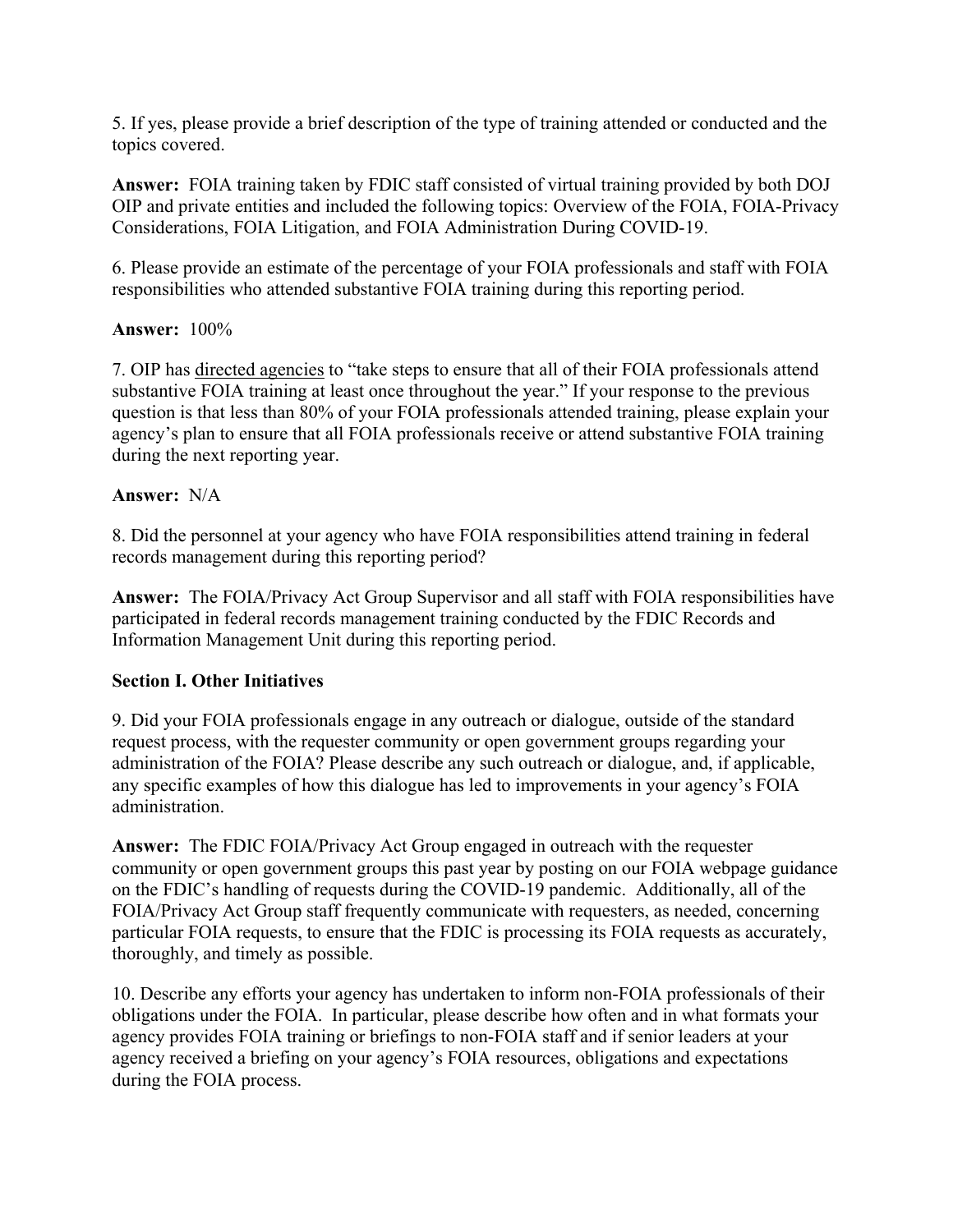5. If yes, please provide a brief description of the type of training attended or conducted and the topics covered.

**Answer:** FOIA training taken by FDIC staff consisted of virtual training provided by both DOJ OIP and private entities and included the following topics: Overview of the FOIA, FOIA-Privacy Considerations, FOIA Litigation, and FOIA Administration During COVID-19.

6. Please provide an estimate of the percentage of your FOIA professionals and staff with FOIA responsibilities who attended substantive FOIA training during this reporting period.

**Answer:** 100%

7. OIP has directed agencies to "take steps to ensure that all of their FOIA professionals attend substantive FOIA training at least once throughout the year." If your response to the previous question is that less than 80% of your FOIA professionals attended training, please explain your agency's plan to ensure that all FOIA professionals receive or attend substantive FOIA training during the next reporting year.

**Answer:** N/A

8. Did the personnel at your agency who have FOIA responsibilities attend training in federal records management during this reporting period?

**Answer:** The FOIA/Privacy Act Group Supervisor and all staff with FOIA responsibilities have participated in federal records management training conducted by the FDIC Records and Information Management Unit during this reporting period.

**Section I. Other Initiatives**

9. Did your FOIA professionals engage in any outreach or dialogue, outside of the standard request process, with the requester community or open government groups regarding your administration of the FOIA? Please describe any such outreach or dialogue, and, if applicable, any specific examples of how this dialogue has led to improvements in your agency's FOIA administration.

**Answer:** The FDIC FOIA/Privacy Act Group engaged in outreach with the requester community or open government groups this past year by posting on our FOIA webpage guidance on the FDIC's handling of requests during the COVID-19 pandemic. Additionally, all of the FOIA/Privacy Act Group staff frequently communicate with requesters, as needed, concerning particular FOIA requests, to ensure that the FDIC is processing its FOIA requests as accurately, thoroughly, and timely as possible.

10. Describe any efforts your agency has undertaken to inform non-FOIA professionals of their obligations under the FOIA. In particular, please describe how often and in what formats your agency provides FOIA training or briefings to non-FOIA staff and if senior leaders at your agency received a briefing on your agency's FOIA resources, obligations and expectations during the FOIA process.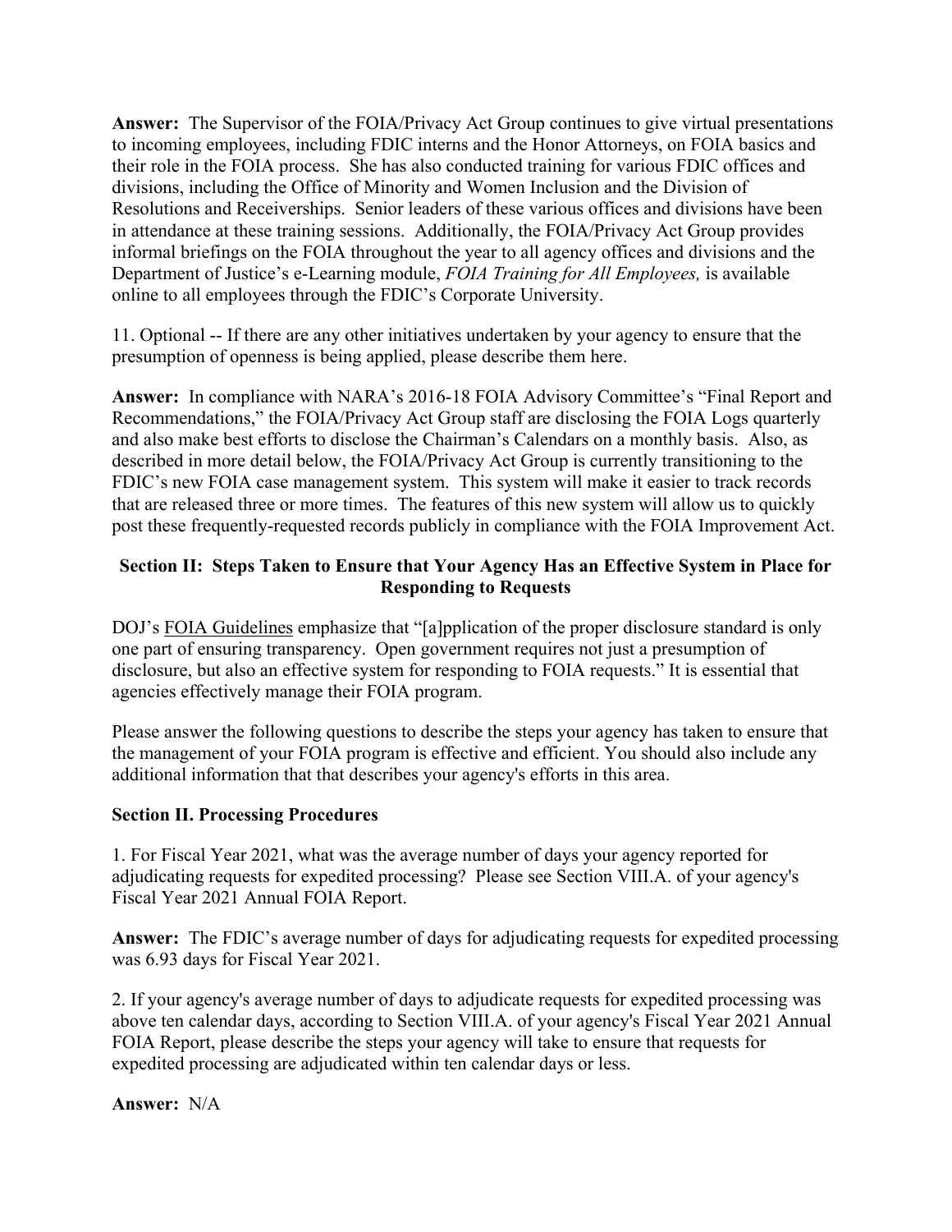**Answer:** The Supervisor of the FOIA/Privacy Act Group continues to give virtual presentations to incoming employees, including FDIC interns and the Honor Attorneys, on FOIA basics and their role in the FOIA process. She has also conducted training for various FDIC offices and divisions, including the Office of Minority and Women Inclusion and the Division of Resolutions and Receiverships. Senior leaders of these various offices and divisions have been in attendance at these training sessions. Additionally, the FOIA/Privacy Act Group provides informal briefings on the FOIA throughout the year to all agency offices and divisions and the Department of Justice's e-Learning module, *FOIA Training for All Employees,* is available online to all employees through the FDIC's Corporate University.

11. Optional -- If there are any other initiatives undertaken by your agency to ensure that the presumption of openness is being applied, please describe them here.

**Answer:** In compliance with NARA's 2016-18 FOIA Advisory Committee's "Final Report and Recommendations," the FOIA/Privacy Act Group staff are disclosing the FOIA Logs quarterly and also make best efforts to disclose the Chairman's Calendars on a monthly basis. Also, as described in more detail below, the FOIA/Privacy Act Group is currently transitioning to the FDIC's new FOIA case management system. This system will make it easier to track records that are released three or more times. The features of this new system will allow us to quickly post these frequently-requested records publicly in compliance with the FOIA Improvement Act.

## Section II: Steps Taken to Ensure that Your Agency Has an Effective System in Place for Responding to Requests

DOJ's FOIA Guidelines emphasize that "[a]pplication of the proper disclosure standard is only one part of ensuring transparency. Open government requires not just a presumption of disclosure, but also an effective system for responding to FOIA requests." It is essential that agencies effectively manage their FOIA program.

Please answer the following questions to describe the steps your agency has taken to ensure that the management of your FOIA program is effective and efficient. You should also include any additional information that that describes your agency's efforts in this area.

### Section II. Processing Procedures

1. For Fiscal Year 2021, what was the average number of days your agency reported for adjudicating requests for expedited processing? Please see Section VIII.A. of your agency's Fiscal Year 2021 Annual FOIA Report.

**Answer:** The FDIC's average number of days for adjudicating requests for expedited processing was 6.93 days for Fiscal Year 2021.

2. If your agency's average number of days to adjudicate requests for expedited processing was above ten calendar days, according to Section VIII.A. of your agency's Fiscal Year 2021 Annual FOIA Report, please describe the steps your agency will take to ensure that requests for expedited processing are adjudicated within ten calendar days or less.

**Answer:** N/A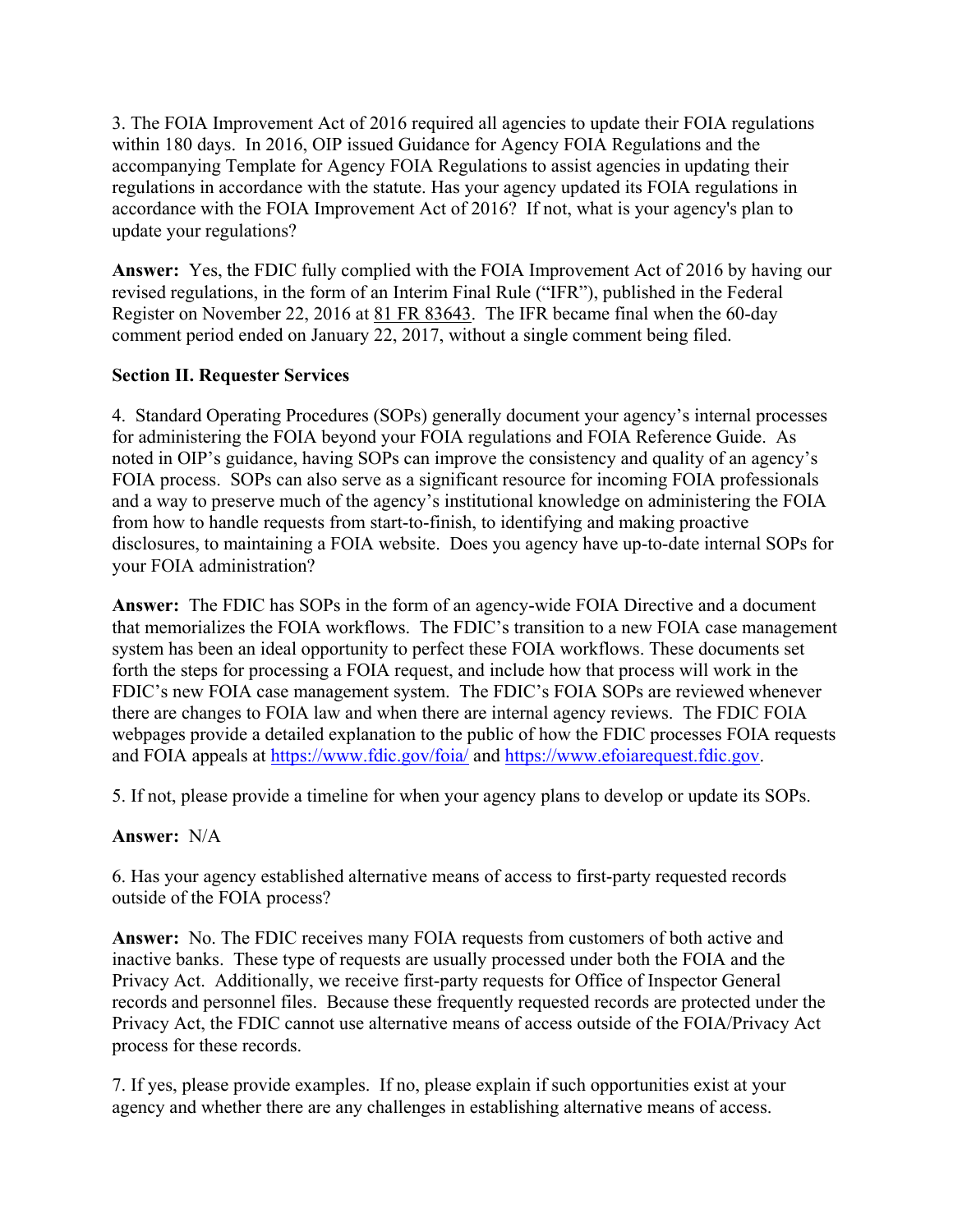3. The FOIA Improvement Act of 2016 required all agencies to update their FOIA regulations within 180 days. In 2016, OIP issued Guidance for Agency FOIA Regulations and the accompanying Template for Agency FOIA Regulations to assist agencies in updating their regulations in accordance with the statute. Has your agency updated its FOIA regulations in accordance with the FOIA Improvement Act of 2016? If not, what is your agency's plan to update your regulations?

**Answer:** Yes, the FDIC fully complied with the FOIA Improvement Act of 2016 by having our revised regulations, in the form of an Interim Final Rule ("IFR"), published in the Federal Register on November 22, 2016 at 81 FR 83643. The IFR became final when the 60-day comment period ended on January 22, 2017, without a single comment being filed.

**Section II. Requester Services**

4. Standard Operating Procedures (SOPs) generally document your agency's internal processes for administering the FOIA beyond your FOIA regulations and FOIA Reference Guide. As noted in OIP's guidance, having SOPs can improve the consistency and quality of an agency's FOIA process. SOPs can also serve as a significant resource for incoming FOIA professionals and a way to preserve much of the agency's institutional knowledge on administering the FOIA from how to handle requests from start-to-finish, to identifying and making proactive disclosures, to maintaining a FOIA website. Does you agency have up-to-date internal SOPs for your FOIA administration?

**Answer:** The FDIC has SOPs in the form of an agency-wide FOIA Directive and a document that memorializes the FOIA workflows. The FDIC's transition to a new FOIA case management system has been an ideal opportunity to perfect these FOIA workflows. These documents set forth the steps for processing a FOIA request, and include how that process will work in the FDIC's new FOIA case management system. The FDIC's FOIA SOPs are reviewed whenever there are changes to FOIA law and when there are internal agency reviews. The FDIC FOIA webpages provide a detailed explanation to the public of how the FDIC processes FOIA requests and FOIA appeals at https://www.fdic.gov/foia/ and https://www.efoiarequest.fdic.gov.

5. If not, please provide a timeline for when your agency plans to develop or update its SOPs.

**Answer:** N/A

6. Has your agency established alternative means of access to first-party requested records outside of the FOIA process?

**Answer:** No. The FDIC receives many FOIA requests from customers of both active and inactive banks. These type of requests are usually processed under both the FOIA and the Privacy Act. Additionally, we receive first-party requests for Office of Inspector General records and personnel files. Because these frequently requested records are protected under the Privacy Act, the FDIC cannot use alternative means of access outside of the FOIA/Privacy Act process for these records.

7. If yes, please provide examples. If no, please explain if such opportunities exist at your agency and whether there are any challenges in establishing alternative means of access.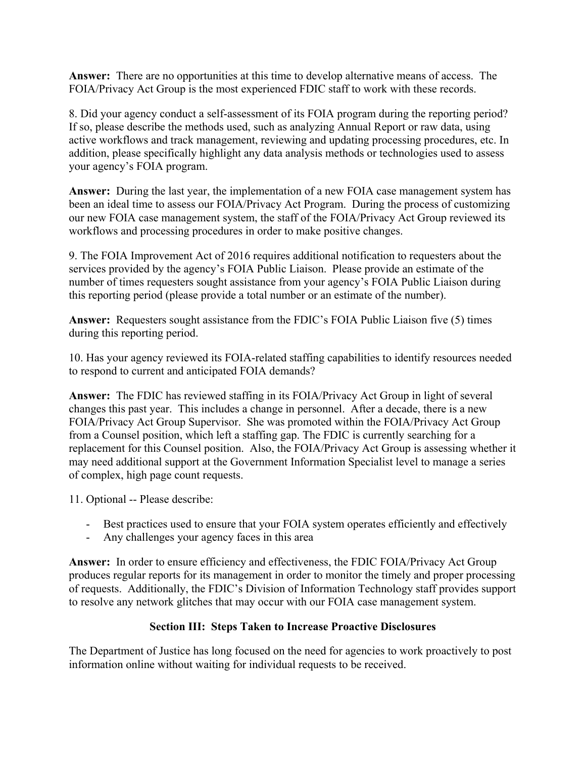**Answer:** There are no opportunities at this time to develop alternative means of access. The FOIA/Privacy Act Group is the most experienced FDIC staff to work with these records.

8. Did your agency conduct a self-assessment of its FOIA program during the reporting period? If so, please describe the methods used, such as analyzing Annual Report or raw data, using active workflows and track management, reviewing and updating processing procedures, etc. In addition, please specifically highlight any data analysis methods or technologies used to assess your agency's FOIA program.

**Answer:** During the last year, the implementation of a new FOIA case management system has been an ideal time to assess our FOIA/Privacy Act Program. During the process of customizing our new FOIA case management system, the staff of the FOIA/Privacy Act Group reviewed its workflows and processing procedures in order to make positive changes.

9. The FOIA Improvement Act of 2016 requires additional notification to requesters about the services provided by the agency's FOIA Public Liaison. Please provide an estimate of the number of times requesters sought assistance from your agency's FOIA Public Liaison during this reporting period (please provide a total number or an estimate of the number).

**Answer:** Requesters sought assistance from the FDIC's FOIA Public Liaison five (5) times during this reporting period.

10. Has your agency reviewed its FOIA-related staffing capabilities to identify resources needed to respond to current and anticipated FOIA demands?

**Answer:** The FDIC has reviewed staffing in its FOIA/Privacy Act Group in light of several changes this past year. This includes a change in personnel. After a decade, there is a new FOIA/Privacy Act Group Supervisor. She was promoted within the FOIA/Privacy Act Group from a Counsel position, which left a staffing gap. The FDIC is currently searching for a replacement for this Counsel position. Also, the FOIA/Privacy Act Group is assessing whether it may need additional support at the Government Information Specialist level to manage a series of complex, high page count requests.

11. Optional -- Please describe:

- Best practices used to ensure that your FOIA system operates efficiently and effectively
- Any challenges your agency faces in this area

**Answer:** In order to ensure efficiency and effectiveness, the FDIC FOIA/Privacy Act Group produces regular reports for its management in order to monitor the timely and proper processing of requests. Additionally, the FDIC's Division of Information Technology staff provides support to resolve any network glitches that may occur with our FOIA case management system.

## Section III: Steps Taken to Increase Proactive Disclosures

The Department of Justice has long focused on the need for agencies to work proactively to post information online without waiting for individual requests to be received.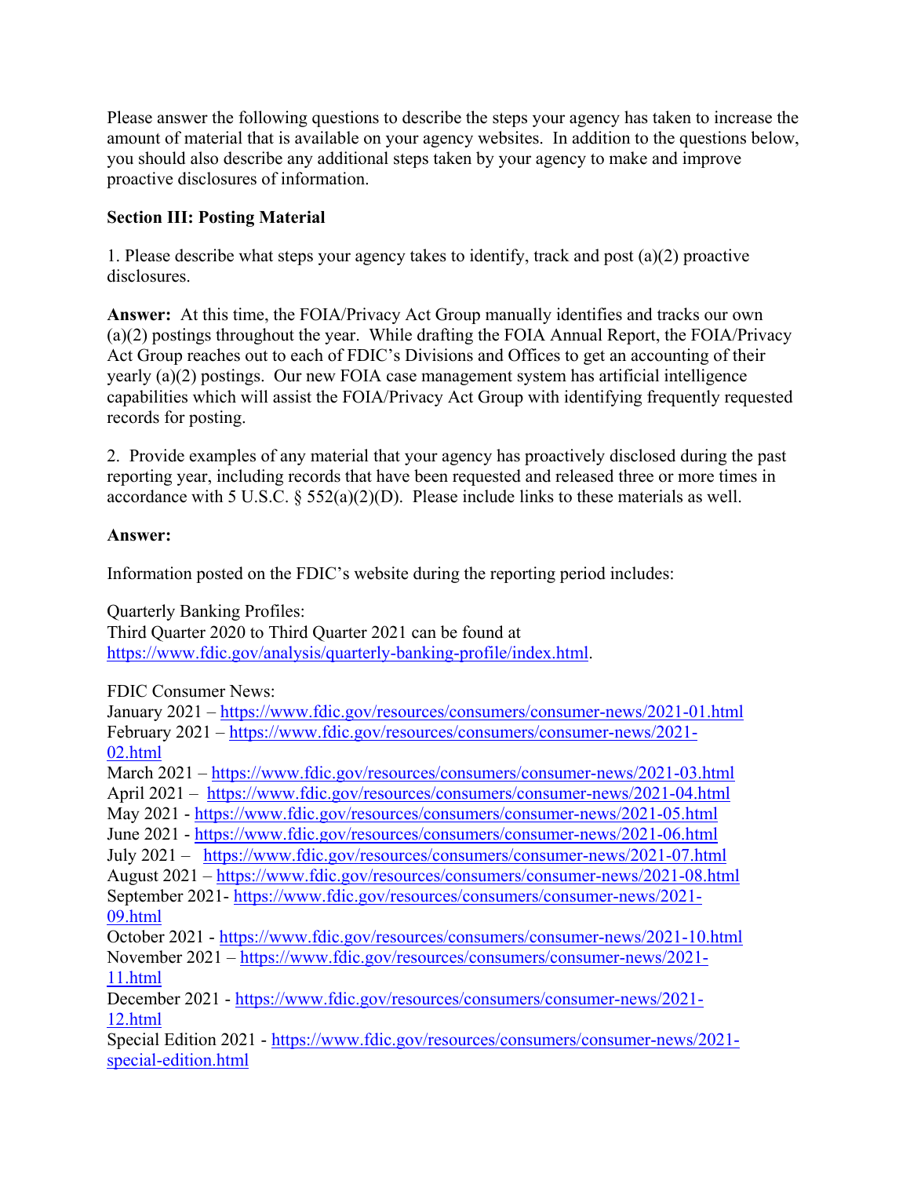Please answer the following questions to describe the steps your agency has taken to increase the amount of material that is available on your agency websites. In addition to the questions below, you should also describe any additional steps taken by your agency to make and improve proactive disclosures of information.

**Section III: Posting Material**

1. Please describe what steps your agency takes to identify, track and post (a)(2) proactive disclosures.

**Answer:** At this time, the FOIA/Privacy Act Group manually identifies and tracks our own (a)(2) postings throughout the year. While drafting the FOIA Annual Report, the FOIA/Privacy Act Group reaches out to each of FDIC's Divisions and Offices to get an accounting of their yearly (a)(2) postings. Our new FOIA case management system has artificial intelligence capabilities which will assist the FOIA/Privacy Act Group with identifying frequently requested records for posting.

2. Provide examples of any material that your agency has proactively disclosed during the past reporting year, including records that have been requested and released three or more times in accordance with 5 U.S.C. § 552(a)(2)(D). Please include links to these materials as well.

**Answer:**

Information posted on the FDIC's website during the reporting period includes:

Quarterly Banking Profiles:
Third Quarter 2020 to Third Quarter 2021 can be found at https://www.fdic.gov/analysis/quarterly-banking-profile/index.html.

FDIC Consumer News:
January 2021 – https://www.fdic.gov/resources/consumers/consumer-news/2021-01.html
February 2021 – https://www.fdic.gov/resources/consumers/consumer-news/2021-02.html
March 2021 – https://www.fdic.gov/resources/consumers/consumer-news/2021-03.html
April 2021 – https://www.fdic.gov/resources/consumers/consumer-news/2021-04.html
May 2021 - https://www.fdic.gov/resources/consumers/consumer-news/2021-05.html
June 2021 - https://www.fdic.gov/resources/consumers/consumer-news/2021-06.html
July 2021 – https://www.fdic.gov/resources/consumers/consumer-news/2021-07.html
August 2021 – https://www.fdic.gov/resources/consumers/consumer-news/2021-08.html
September 2021- https://www.fdic.gov/resources/consumers/consumer-news/2021-09.html
October 2021 - https://www.fdic.gov/resources/consumers/consumer-news/2021-10.html
November 2021 – https://www.fdic.gov/resources/consumers/consumer-news/2021-11.html
December 2021 - https://www.fdic.gov/resources/consumers/consumer-news/2021-12.html
Special Edition 2021 - https://www.fdic.gov/resources/consumers/consumer-news/2021-special-edition.html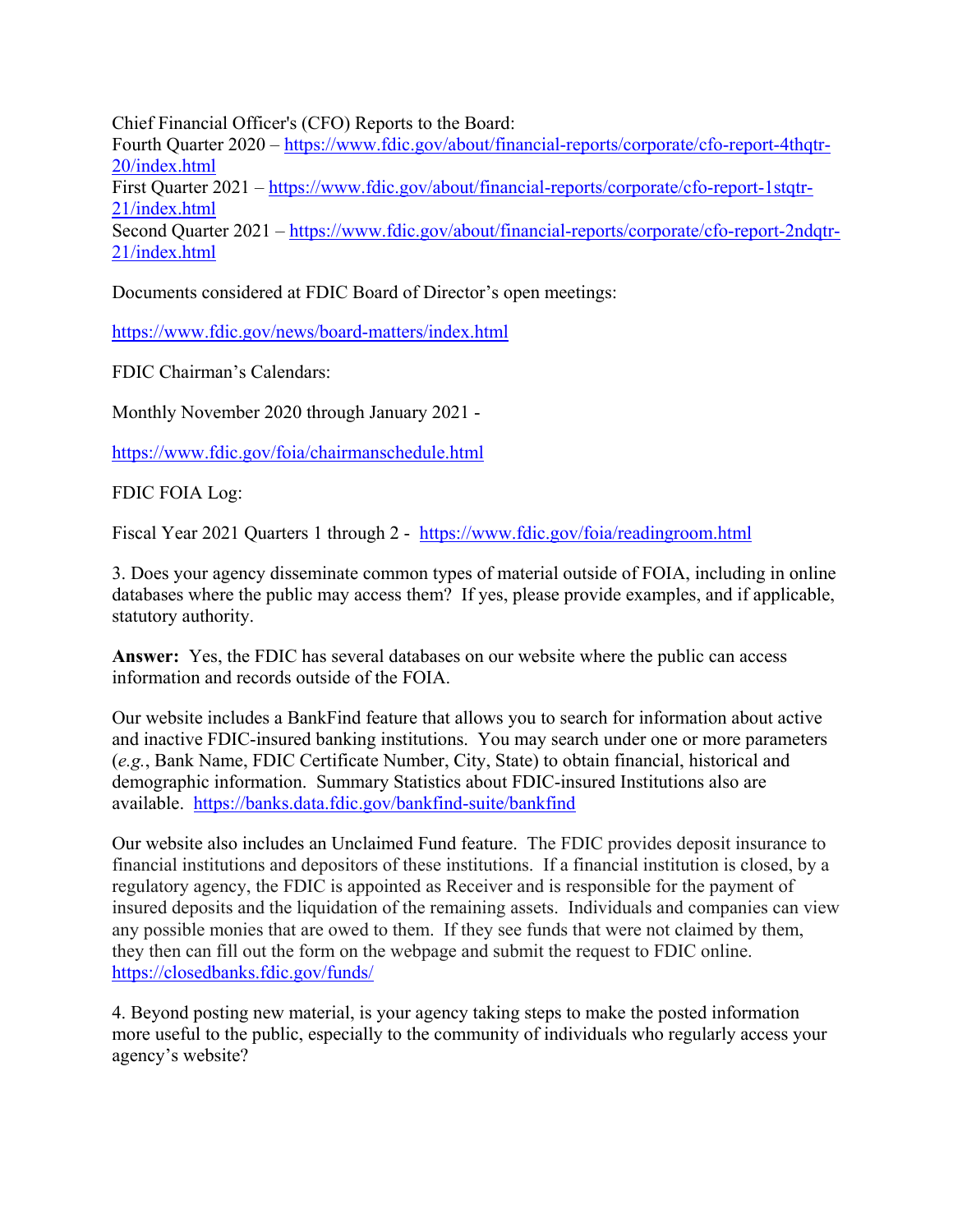Chief Financial Officer's (CFO) Reports to the Board:
Fourth Quarter 2020 – https://www.fdic.gov/about/financial-reports/corporate/cfo-report-4thqtr-20/index.html
First Quarter 2021 – https://www.fdic.gov/about/financial-reports/corporate/cfo-report-1stqtr-21/index.html
Second Quarter 2021 – https://www.fdic.gov/about/financial-reports/corporate/cfo-report-2ndqtr-21/index.html

Documents considered at FDIC Board of Director's open meetings:

https://www.fdic.gov/news/board-matters/index.html

FDIC Chairman's Calendars:

Monthly November 2020 through January 2021 -

https://www.fdic.gov/foia/chairmanschedule.html

FDIC FOIA Log:

Fiscal Year 2021 Quarters 1 through 2 - https://www.fdic.gov/foia/readingroom.html

3. Does your agency disseminate common types of material outside of FOIA, including in online databases where the public may access them? If yes, please provide examples, and if applicable, statutory authority.

**Answer:** Yes, the FDIC has several databases on our website where the public can access information and records outside of the FOIA.

Our website includes a BankFind feature that allows you to search for information about active and inactive FDIC-insured banking institutions. You may search under one or more parameters (*e.g.*, Bank Name, FDIC Certificate Number, City, State) to obtain financial, historical and demographic information. Summary Statistics about FDIC-insured Institutions also are available. https://banks.data.fdic.gov/bankfind-suite/bankfind

Our website also includes an Unclaimed Fund feature. The FDIC provides deposit insurance to financial institutions and depositors of these institutions. If a financial institution is closed, by a regulatory agency, the FDIC is appointed as Receiver and is responsible for the payment of insured deposits and the liquidation of the remaining assets. Individuals and companies can view any possible monies that are owed to them. If they see funds that were not claimed by them, they then can fill out the form on the webpage and submit the request to FDIC online. https://closedbanks.fdic.gov/funds/

4. Beyond posting new material, is your agency taking steps to make the posted information more useful to the public, especially to the community of individuals who regularly access your agency's website?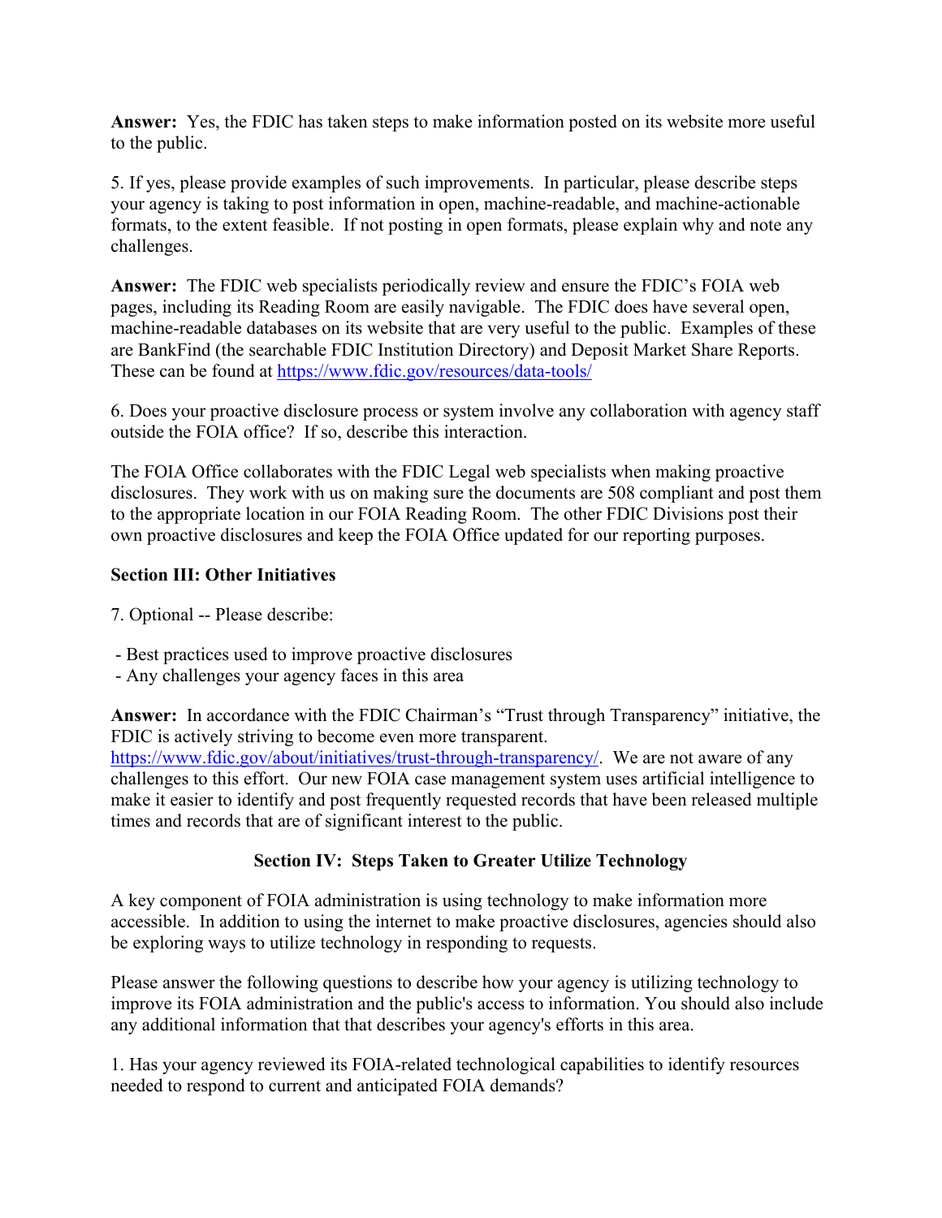**Answer:** Yes, the FDIC has taken steps to make information posted on its website more useful to the public.

5. If yes, please provide examples of such improvements. In particular, please describe steps your agency is taking to post information in open, machine-readable, and machine-actionable formats, to the extent feasible. If not posting in open formats, please explain why and note any challenges.

**Answer:** The FDIC web specialists periodically review and ensure the FDIC's FOIA web pages, including its Reading Room are easily navigable. The FDIC does have several open, machine-readable databases on its website that are very useful to the public. Examples of these are BankFind (the searchable FDIC Institution Directory) and Deposit Market Share Reports. These can be found at https://www.fdic.gov/resources/data-tools/

6. Does your proactive disclosure process or system involve any collaboration with agency staff outside the FOIA office? If so, describe this interaction.

The FOIA Office collaborates with the FDIC Legal web specialists when making proactive disclosures. They work with us on making sure the documents are 508 compliant and post them to the appropriate location in our FOIA Reading Room. The other FDIC Divisions post their own proactive disclosures and keep the FOIA Office updated for our reporting purposes.

**Section III: Other Initiatives**

7. Optional -- Please describe:

- Best practices used to improve proactive disclosures
- Any challenges your agency faces in this area

**Answer:** In accordance with the FDIC Chairman's "Trust through Transparency" initiative, the FDIC is actively striving to become even more transparent. https://www.fdic.gov/about/initiatives/trust-through-transparency/. We are not aware of any challenges to this effort. Our new FOIA case management system uses artificial intelligence to make it easier to identify and post frequently requested records that have been released multiple times and records that are of significant interest to the public.

## Section IV: Steps Taken to Greater Utilize Technology

A key component of FOIA administration is using technology to make information more accessible. In addition to using the internet to make proactive disclosures, agencies should also be exploring ways to utilize technology in responding to requests.

Please answer the following questions to describe how your agency is utilizing technology to improve its FOIA administration and the public's access to information. You should also include any additional information that that describes your agency's efforts in this area.

1. Has your agency reviewed its FOIA-related technological capabilities to identify resources needed to respond to current and anticipated FOIA demands?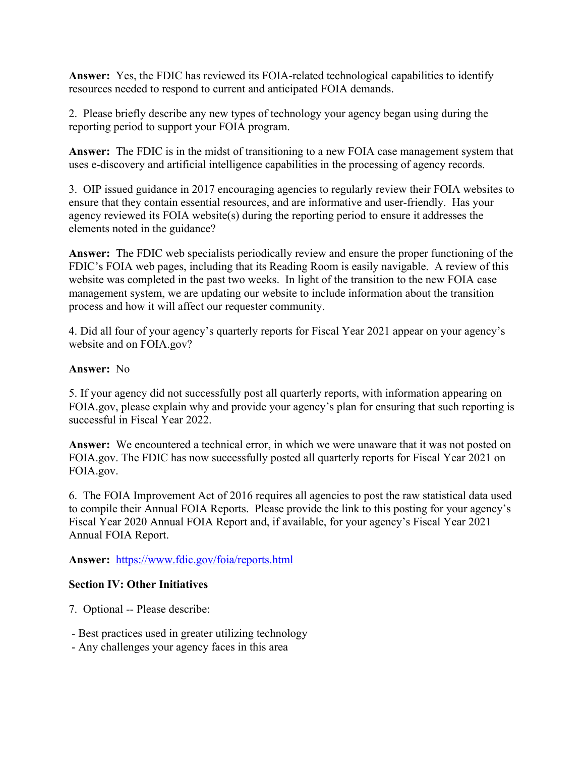**Answer:** Yes, the FDIC has reviewed its FOIA-related technological capabilities to identify resources needed to respond to current and anticipated FOIA demands.

2. Please briefly describe any new types of technology your agency began using during the reporting period to support your FOIA program.

**Answer:** The FDIC is in the midst of transitioning to a new FOIA case management system that uses e-discovery and artificial intelligence capabilities in the processing of agency records.

3. OIP issued guidance in 2017 encouraging agencies to regularly review their FOIA websites to ensure that they contain essential resources, and are informative and user-friendly. Has your agency reviewed its FOIA website(s) during the reporting period to ensure it addresses the elements noted in the guidance?

**Answer:** The FDIC web specialists periodically review and ensure the proper functioning of the FDIC's FOIA web pages, including that its Reading Room is easily navigable. A review of this website was completed in the past two weeks. In light of the transition to the new FOIA case management system, we are updating our website to include information about the transition process and how it will affect our requester community.

4. Did all four of your agency's quarterly reports for Fiscal Year 2021 appear on your agency's website and on FOIA.gov?

**Answer:** No

5. If your agency did not successfully post all quarterly reports, with information appearing on FOIA.gov, please explain why and provide your agency's plan for ensuring that such reporting is successful in Fiscal Year 2022.

**Answer:** We encountered a technical error, in which we were unaware that it was not posted on FOIA.gov. The FDIC has now successfully posted all quarterly reports for Fiscal Year 2021 on FOIA.gov.

6. The FOIA Improvement Act of 2016 requires all agencies to post the raw statistical data used to compile their Annual FOIA Reports. Please provide the link to this posting for your agency's Fiscal Year 2020 Annual FOIA Report and, if available, for your agency's Fiscal Year 2021 Annual FOIA Report.

**Answer:** [https://www.fdic.gov/foia/reports.html](https://www.fdic.gov/foia/reports.html)

**Section IV: Other Initiatives**

7. Optional -- Please describe:

- Best practices used in greater utilizing technology
- Any challenges your agency faces in this area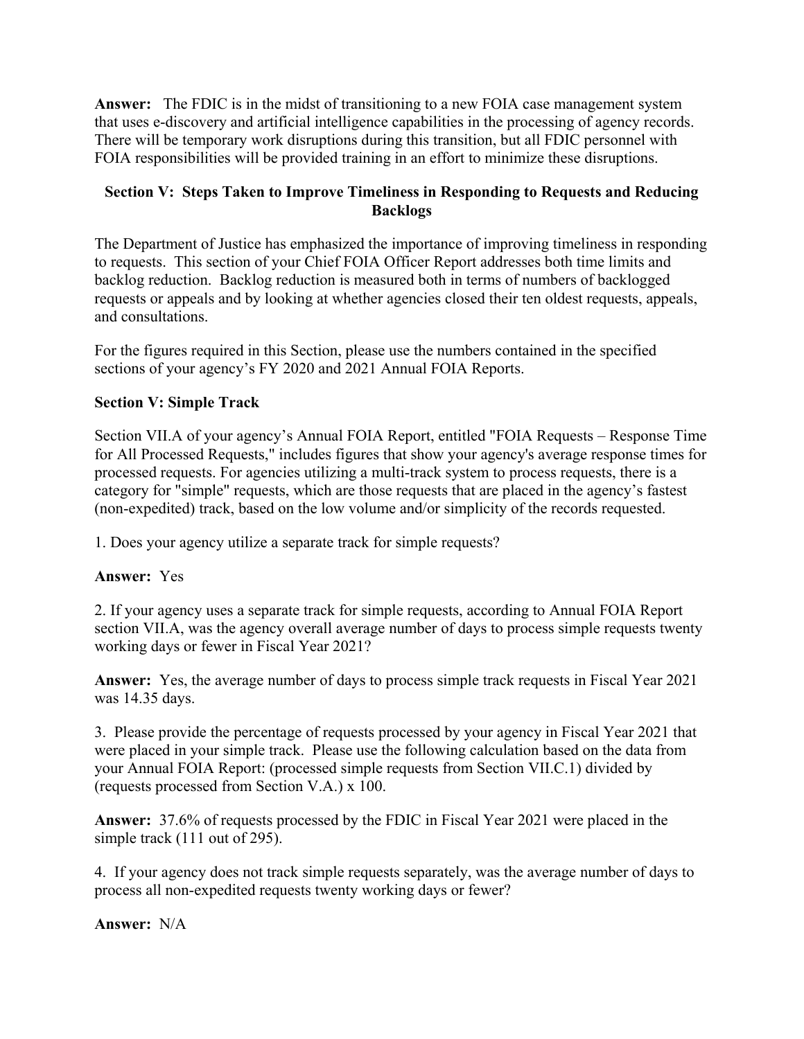**Answer:** The FDIC is in the midst of transitioning to a new FOIA case management system that uses e-discovery and artificial intelligence capabilities in the processing of agency records. There will be temporary work disruptions during this transition, but all FDIC personnel with FOIA responsibilities will be provided training in an effort to minimize these disruptions.

## Section V: Steps Taken to Improve Timeliness in Responding to Requests and Reducing Backlogs

The Department of Justice has emphasized the importance of improving timeliness in responding to requests. This section of your Chief FOIA Officer Report addresses both time limits and backlog reduction. Backlog reduction is measured both in terms of numbers of backlogged requests or appeals and by looking at whether agencies closed their ten oldest requests, appeals, and consultations.

For the figures required in this Section, please use the numbers contained in the specified sections of your agency's FY 2020 and 2021 Annual FOIA Reports.

### Section V: Simple Track

Section VII.A of your agency's Annual FOIA Report, entitled "FOIA Requests – Response Time for All Processed Requests," includes figures that show your agency's average response times for processed requests. For agencies utilizing a multi-track system to process requests, there is a category for "simple" requests, which are those requests that are placed in the agency's fastest (non-expedited) track, based on the low volume and/or simplicity of the records requested.

1. Does your agency utilize a separate track for simple requests?

**Answer:** Yes

2. If your agency uses a separate track for simple requests, according to Annual FOIA Report section VII.A, was the agency overall average number of days to process simple requests twenty working days or fewer in Fiscal Year 2021?

**Answer:** Yes, the average number of days to process simple track requests in Fiscal Year 2021 was 14.35 days.

3. Please provide the percentage of requests processed by your agency in Fiscal Year 2021 that were placed in your simple track. Please use the following calculation based on the data from your Annual FOIA Report: (processed simple requests from Section VII.C.1) divided by (requests processed from Section V.A.) x 100.

**Answer:** 37.6% of requests processed by the FDIC in Fiscal Year 2021 were placed in the simple track (111 out of 295).

4. If your agency does not track simple requests separately, was the average number of days to process all non-expedited requests twenty working days or fewer?

**Answer:** N/A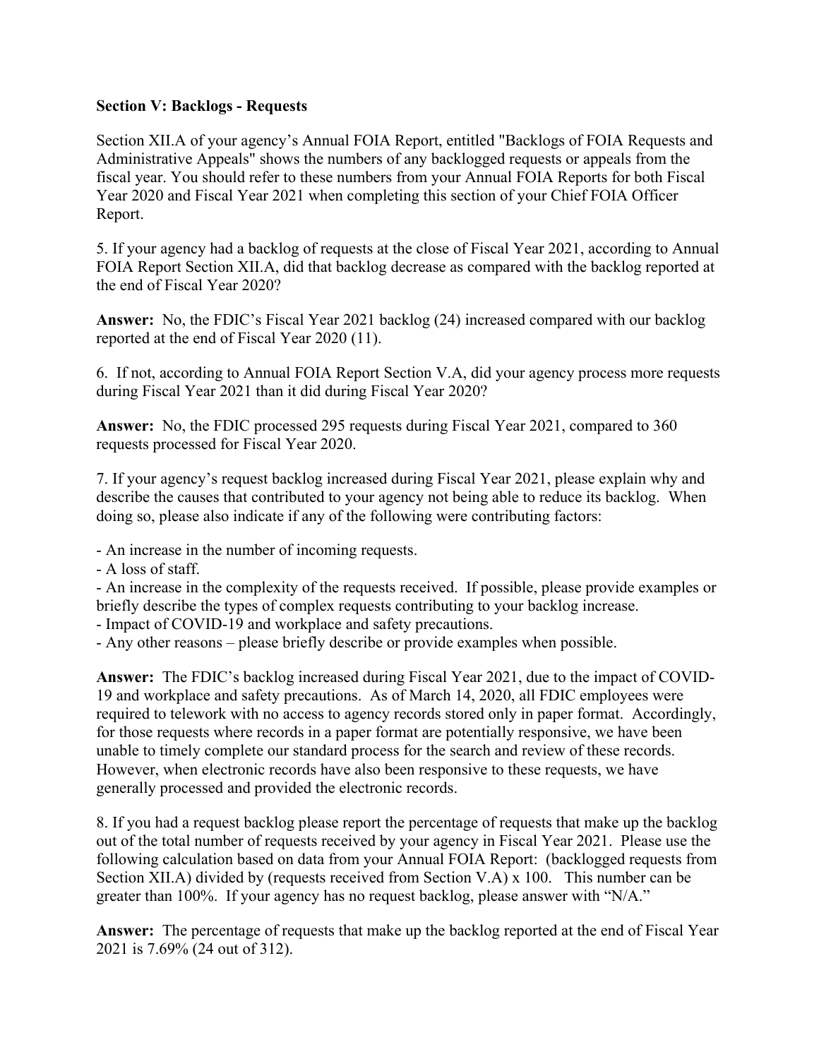**Section V: Backlogs - Requests**

Section XII.A of your agency's Annual FOIA Report, entitled "Backlogs of FOIA Requests and Administrative Appeals" shows the numbers of any backlogged requests or appeals from the fiscal year. You should refer to these numbers from your Annual FOIA Reports for both Fiscal Year 2020 and Fiscal Year 2021 when completing this section of your Chief FOIA Officer Report.

5. If your agency had a backlog of requests at the close of Fiscal Year 2021, according to Annual FOIA Report Section XII.A, did that backlog decrease as compared with the backlog reported at the end of Fiscal Year 2020?

**Answer:** No, the FDIC's Fiscal Year 2021 backlog (24) increased compared with our backlog reported at the end of Fiscal Year 2020 (11).

6. If not, according to Annual FOIA Report Section V.A, did your agency process more requests during Fiscal Year 2021 than it did during Fiscal Year 2020?

**Answer:** No, the FDIC processed 295 requests during Fiscal Year 2021, compared to 360 requests processed for Fiscal Year 2020.

7. If your agency's request backlog increased during Fiscal Year 2021, please explain why and describe the causes that contributed to your agency not being able to reduce its backlog. When doing so, please also indicate if any of the following were contributing factors:

- An increase in the number of incoming requests.
- A loss of staff.
- An increase in the complexity of the requests received. If possible, please provide examples or briefly describe the types of complex requests contributing to your backlog increase.
- Impact of COVID-19 and workplace and safety precautions.
- Any other reasons – please briefly describe or provide examples when possible.

**Answer:** The FDIC's backlog increased during Fiscal Year 2021, due to the impact of COVID-19 and workplace and safety precautions. As of March 14, 2020, all FDIC employees were required to telework with no access to agency records stored only in paper format. Accordingly, for those requests where records in a paper format are potentially responsive, we have been unable to timely complete our standard process for the search and review of these records. However, when electronic records have also been responsive to these requests, we have generally processed and provided the electronic records.

8. If you had a request backlog please report the percentage of requests that make up the backlog out of the total number of requests received by your agency in Fiscal Year 2021. Please use the following calculation based on data from your Annual FOIA Report: (backlogged requests from Section XII.A) divided by (requests received from Section V.A) x 100. This number can be greater than 100%. If your agency has no request backlog, please answer with "N/A."

**Answer:** The percentage of requests that make up the backlog reported at the end of Fiscal Year 2021 is 7.69% (24 out of 312).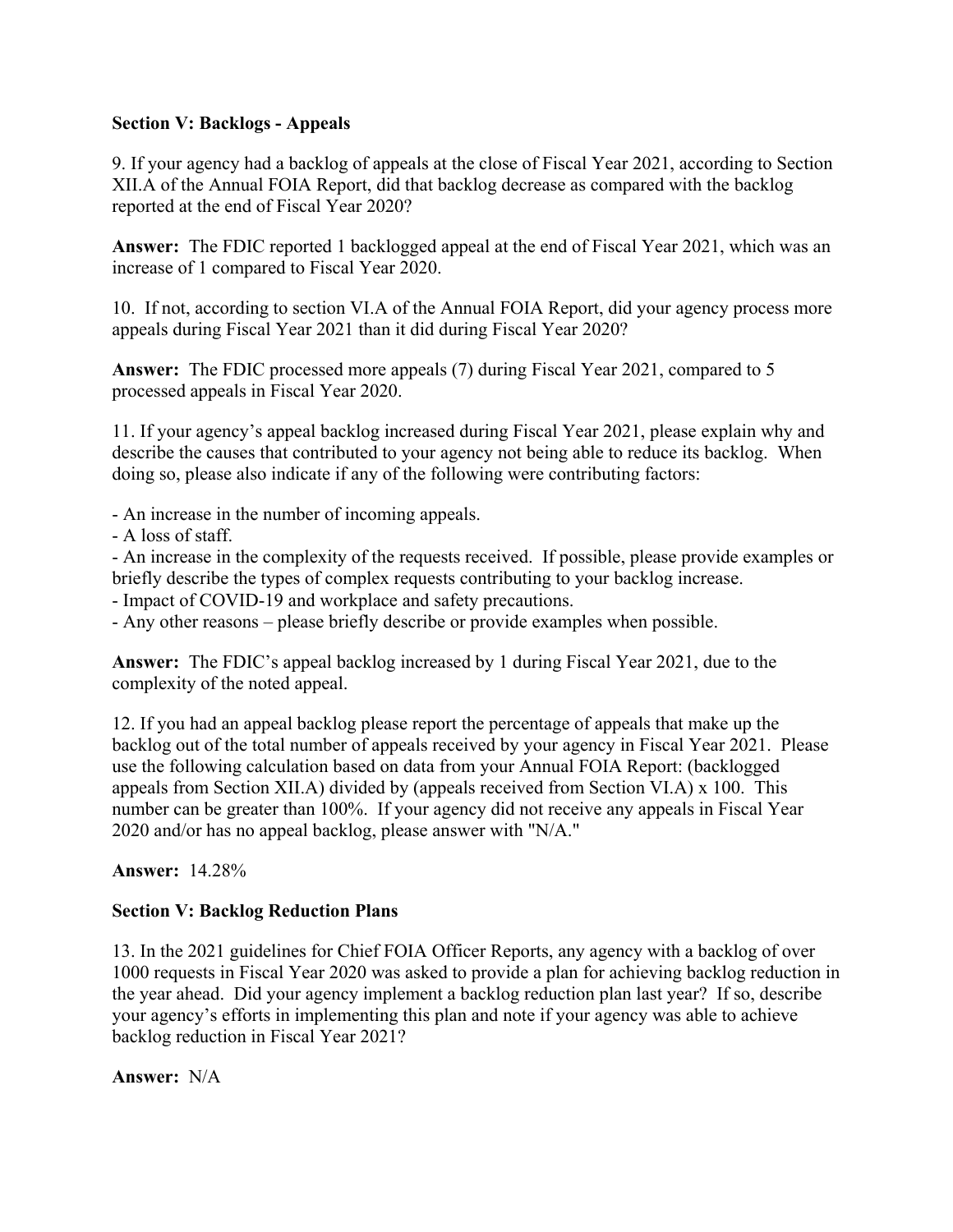**Section V: Backlogs - Appeals**

9. If your agency had a backlog of appeals at the close of Fiscal Year 2021, according to Section XII.A of the Annual FOIA Report, did that backlog decrease as compared with the backlog reported at the end of Fiscal Year 2020?

**Answer:** The FDIC reported 1 backlogged appeal at the end of Fiscal Year 2021, which was an increase of 1 compared to Fiscal Year 2020.

10. If not, according to section VI.A of the Annual FOIA Report, did your agency process more appeals during Fiscal Year 2021 than it did during Fiscal Year 2020?

**Answer:** The FDIC processed more appeals (7) during Fiscal Year 2021, compared to 5 processed appeals in Fiscal Year 2020.

11. If your agency's appeal backlog increased during Fiscal Year 2021, please explain why and describe the causes that contributed to your agency not being able to reduce its backlog. When doing so, please also indicate if any of the following were contributing factors:

- An increase in the number of incoming appeals.
- A loss of staff.
- An increase in the complexity of the requests received. If possible, please provide examples or briefly describe the types of complex requests contributing to your backlog increase.
- Impact of COVID-19 and workplace and safety precautions.
- Any other reasons – please briefly describe or provide examples when possible.

**Answer:** The FDIC's appeal backlog increased by 1 during Fiscal Year 2021, due to the complexity of the noted appeal.

12. If you had an appeal backlog please report the percentage of appeals that make up the backlog out of the total number of appeals received by your agency in Fiscal Year 2021. Please use the following calculation based on data from your Annual FOIA Report: (backlogged appeals from Section XII.A) divided by (appeals received from Section VI.A) x 100. This number can be greater than 100%. If your agency did not receive any appeals in Fiscal Year 2020 and/or has no appeal backlog, please answer with "N/A."

**Answer:** 14.28%

**Section V: Backlog Reduction Plans**

13. In the 2021 guidelines for Chief FOIA Officer Reports, any agency with a backlog of over 1000 requests in Fiscal Year 2020 was asked to provide a plan for achieving backlog reduction in the year ahead. Did your agency implement a backlog reduction plan last year? If so, describe your agency's efforts in implementing this plan and note if your agency was able to achieve backlog reduction in Fiscal Year 2021?

**Answer:** N/A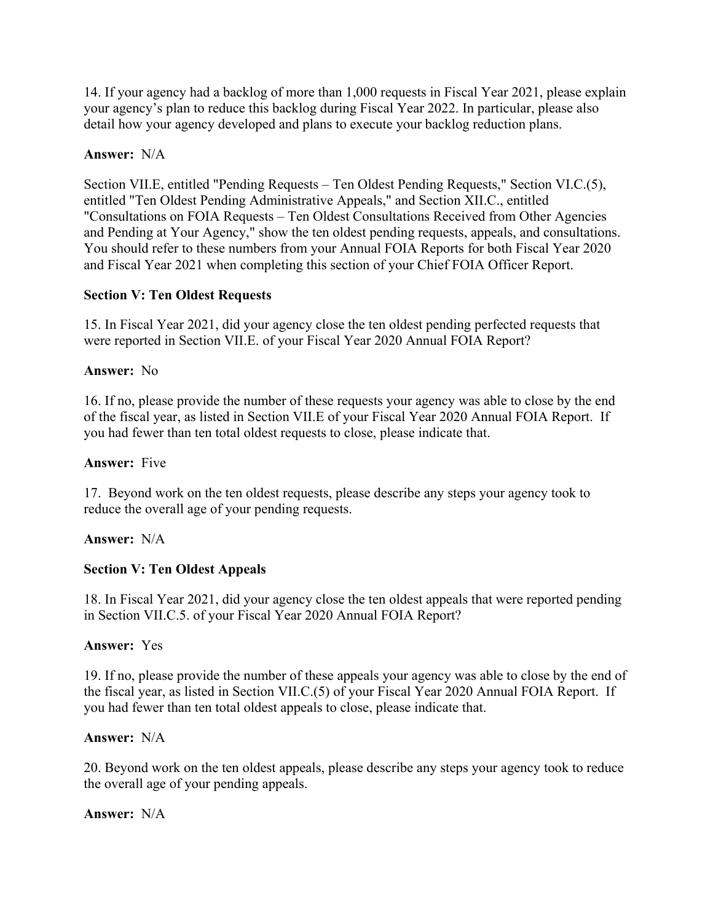14. If your agency had a backlog of more than 1,000 requests in Fiscal Year 2021, please explain your agency's plan to reduce this backlog during Fiscal Year 2022. In particular, please also detail how your agency developed and plans to execute your backlog reduction plans.

**Answer:** N/A

Section VII.E, entitled "Pending Requests – Ten Oldest Pending Requests," Section VI.C.(5), entitled "Ten Oldest Pending Administrative Appeals," and Section XII.C., entitled "Consultations on FOIA Requests – Ten Oldest Consultations Received from Other Agencies and Pending at Your Agency," show the ten oldest pending requests, appeals, and consultations. You should refer to these numbers from your Annual FOIA Reports for both Fiscal Year 2020 and Fiscal Year 2021 when completing this section of your Chief FOIA Officer Report.

### Section V: Ten Oldest Requests

15. In Fiscal Year 2021, did your agency close the ten oldest pending perfected requests that were reported in Section VII.E. of your Fiscal Year 2020 Annual FOIA Report?

**Answer:** No

16. If no, please provide the number of these requests your agency was able to close by the end of the fiscal year, as listed in Section VII.E of your Fiscal Year 2020 Annual FOIA Report. If you had fewer than ten total oldest requests to close, please indicate that.

**Answer:** Five

17. Beyond work on the ten oldest requests, please describe any steps your agency took to reduce the overall age of your pending requests.

**Answer:** N/A

### Section V: Ten Oldest Appeals

18. In Fiscal Year 2021, did your agency close the ten oldest appeals that were reported pending in Section VII.C.5. of your Fiscal Year 2020 Annual FOIA Report?

**Answer:** Yes

19. If no, please provide the number of these appeals your agency was able to close by the end of the fiscal year, as listed in Section VII.C.(5) of your Fiscal Year 2020 Annual FOIA Report. If you had fewer than ten total oldest appeals to close, please indicate that.

**Answer:** N/A

20. Beyond work on the ten oldest appeals, please describe any steps your agency took to reduce the overall age of your pending appeals.

**Answer:** N/A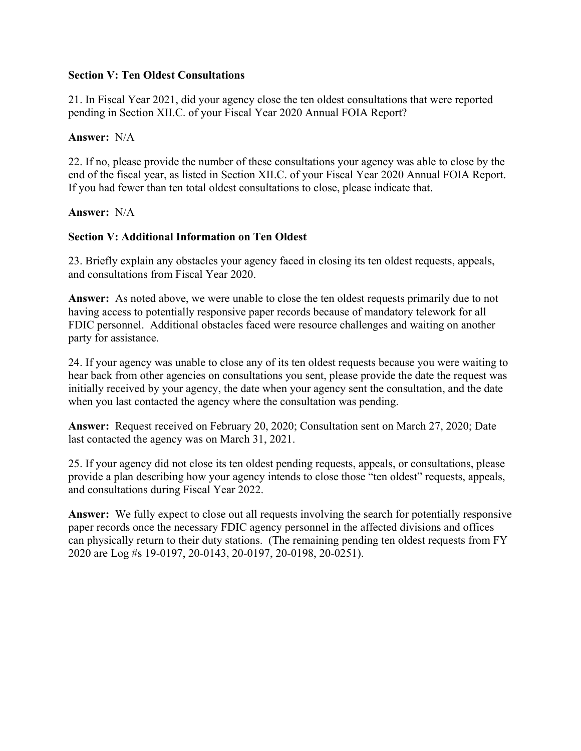**Section V: Ten Oldest Consultations**

21. In Fiscal Year 2021, did your agency close the ten oldest consultations that were reported pending in Section XII.C. of your Fiscal Year 2020 Annual FOIA Report?

**Answer:** N/A

22. If no, please provide the number of these consultations your agency was able to close by the end of the fiscal year, as listed in Section XII.C. of your Fiscal Year 2020 Annual FOIA Report. If you had fewer than ten total oldest consultations to close, please indicate that.

**Answer:** N/A

**Section V: Additional Information on Ten Oldest**

23. Briefly explain any obstacles your agency faced in closing its ten oldest requests, appeals, and consultations from Fiscal Year 2020.

**Answer:** As noted above, we were unable to close the ten oldest requests primarily due to not having access to potentially responsive paper records because of mandatory telework for all FDIC personnel. Additional obstacles faced were resource challenges and waiting on another party for assistance.

24. If your agency was unable to close any of its ten oldest requests because you were waiting to hear back from other agencies on consultations you sent, please provide the date the request was initially received by your agency, the date when your agency sent the consultation, and the date when you last contacted the agency where the consultation was pending.

**Answer:** Request received on February 20, 2020; Consultation sent on March 27, 2020; Date last contacted the agency was on March 31, 2021.

25. If your agency did not close its ten oldest pending requests, appeals, or consultations, please provide a plan describing how your agency intends to close those "ten oldest" requests, appeals, and consultations during Fiscal Year 2022.

**Answer:** We fully expect to close out all requests involving the search for potentially responsive paper records once the necessary FDIC agency personnel in the affected divisions and offices can physically return to their duty stations. (The remaining pending ten oldest requests from FY 2020 are Log #s 19-0197, 20-0143, 20-0197, 20-0198, 20-0251).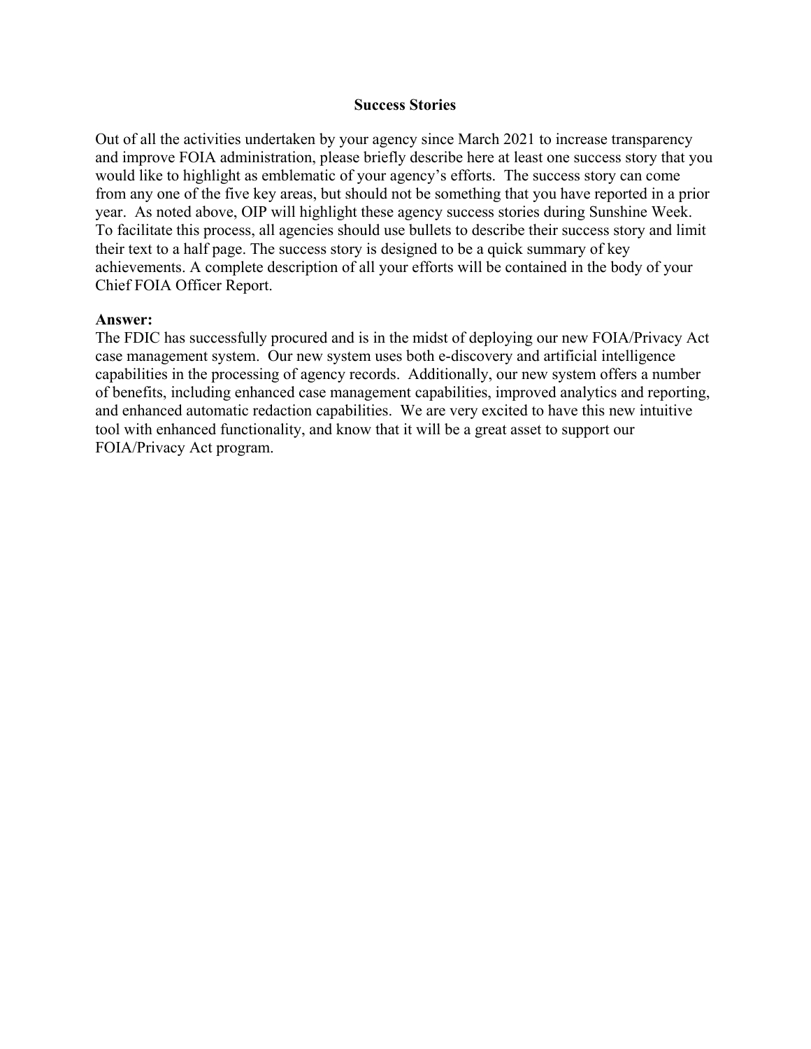## Success Stories

Out of all the activities undertaken by your agency since March 2021 to increase transparency and improve FOIA administration, please briefly describe here at least one success story that you would like to highlight as emblematic of your agency's efforts. The success story can come from any one of the five key areas, but should not be something that you have reported in a prior year. As noted above, OIP will highlight these agency success stories during Sunshine Week. To facilitate this process, all agencies should use bullets to describe their success story and limit their text to a half page. The success story is designed to be a quick summary of key achievements. A complete description of all your efforts will be contained in the body of your Chief FOIA Officer Report.

**Answer:**
The FDIC has successfully procured and is in the midst of deploying our new FOIA/Privacy Act case management system. Our new system uses both e-discovery and artificial intelligence capabilities in the processing of agency records. Additionally, our new system offers a number of benefits, including enhanced case management capabilities, improved analytics and reporting, and enhanced automatic redaction capabilities. We are very excited to have this new intuitive tool with enhanced functionality, and know that it will be a great asset to support our FOIA/Privacy Act program.